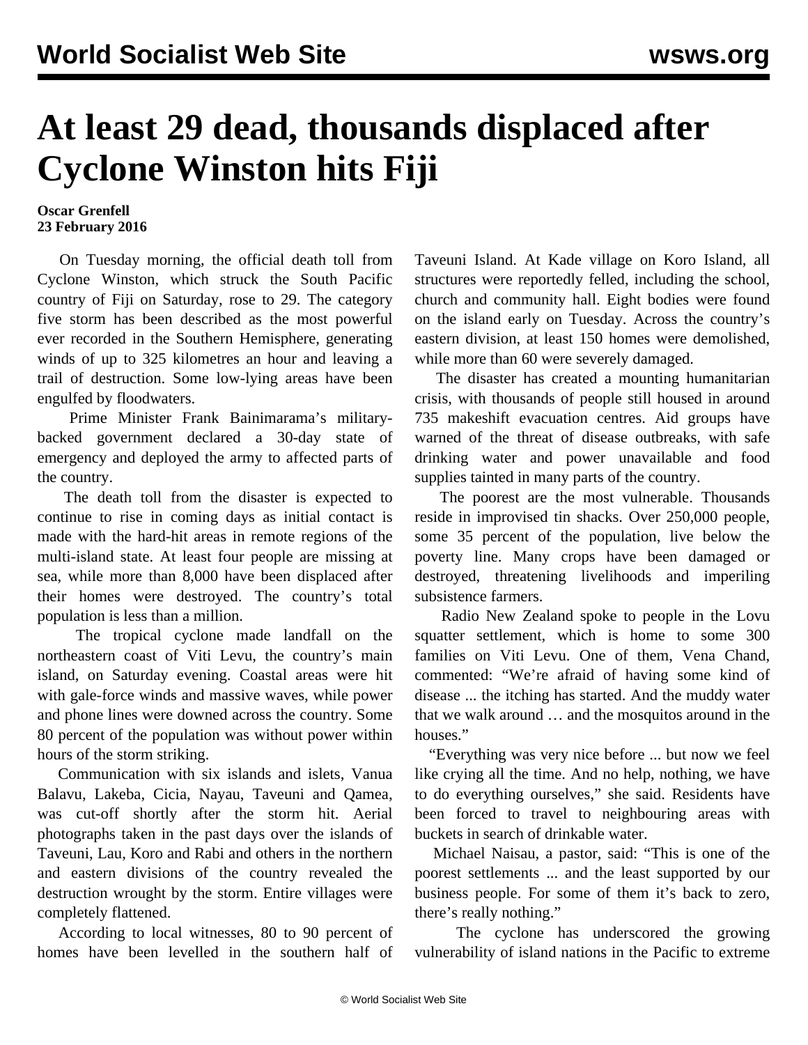# At least 29 dead, thousands displaced after Cyclone Winston hits Fiji

**Oscar Grenfell**
**23 February 2016**

On Tuesday morning, the official death toll from Cyclone Winston, which struck the South Pacific country of Fiji on Saturday, rose to 29. The category five storm has been described as the most powerful ever recorded in the Southern Hemisphere, generating winds of up to 325 kilometres an hour and leaving a trail of destruction. Some low-lying areas have been engulfed by floodwaters.

Prime Minister Frank Bainimarama's military-backed government declared a 30-day state of emergency and deployed the army to affected parts of the country.

The death toll from the disaster is expected to continue to rise in coming days as initial contact is made with the hard-hit areas in remote regions of the multi-island state. At least four people are missing at sea, while more than 8,000 have been displaced after their homes were destroyed. The country's total population is less than a million.

The tropical cyclone made landfall on the northeastern coast of Viti Levu, the country's main island, on Saturday evening. Coastal areas were hit with gale-force winds and massive waves, while power and phone lines were downed across the country. Some 80 percent of the population was without power within hours of the storm striking.

Communication with six islands and islets, Vanua Balavu, Lakeba, Cicia, Nayau, Taveuni and Qamea, was cut-off shortly after the storm hit. Aerial photographs taken in the past days over the islands of Taveuni, Lau, Koro and Rabi and others in the northern and eastern divisions of the country revealed the destruction wrought by the storm. Entire villages were completely flattened.

According to local witnesses, 80 to 90 percent of homes have been levelled in the southern half of Taveuni Island. At Kade village on Koro Island, all structures were reportedly felled, including the school, church and community hall. Eight bodies were found on the island early on Tuesday. Across the country's eastern division, at least 150 homes were demolished, while more than 60 were severely damaged.

The disaster has created a mounting humanitarian crisis, with thousands of people still housed in around 735 makeshift evacuation centres. Aid groups have warned of the threat of disease outbreaks, with safe drinking water and power unavailable and food supplies tainted in many parts of the country.

The poorest are the most vulnerable. Thousands reside in improvised tin shacks. Over 250,000 people, some 35 percent of the population, live below the poverty line. Many crops have been damaged or destroyed, threatening livelihoods and imperiling subsistence farmers.

Radio New Zealand spoke to people in the Lovu squatter settlement, which is home to some 300 families on Viti Levu. One of them, Vena Chand, commented: "We're afraid of having some kind of disease ... the itching has started. And the muddy water that we walk around … and the mosquitos around in the houses."

"Everything was very nice before ... but now we feel like crying all the time. And no help, nothing, we have to do everything ourselves," she said. Residents have been forced to travel to neighbouring areas with buckets in search of drinkable water.

Michael Naisau, a pastor, said: "This is one of the poorest settlements ... and the least supported by our business people. For some of them it's back to zero, there's really nothing."

The cyclone has underscored the growing vulnerability of island nations in the Pacific to extreme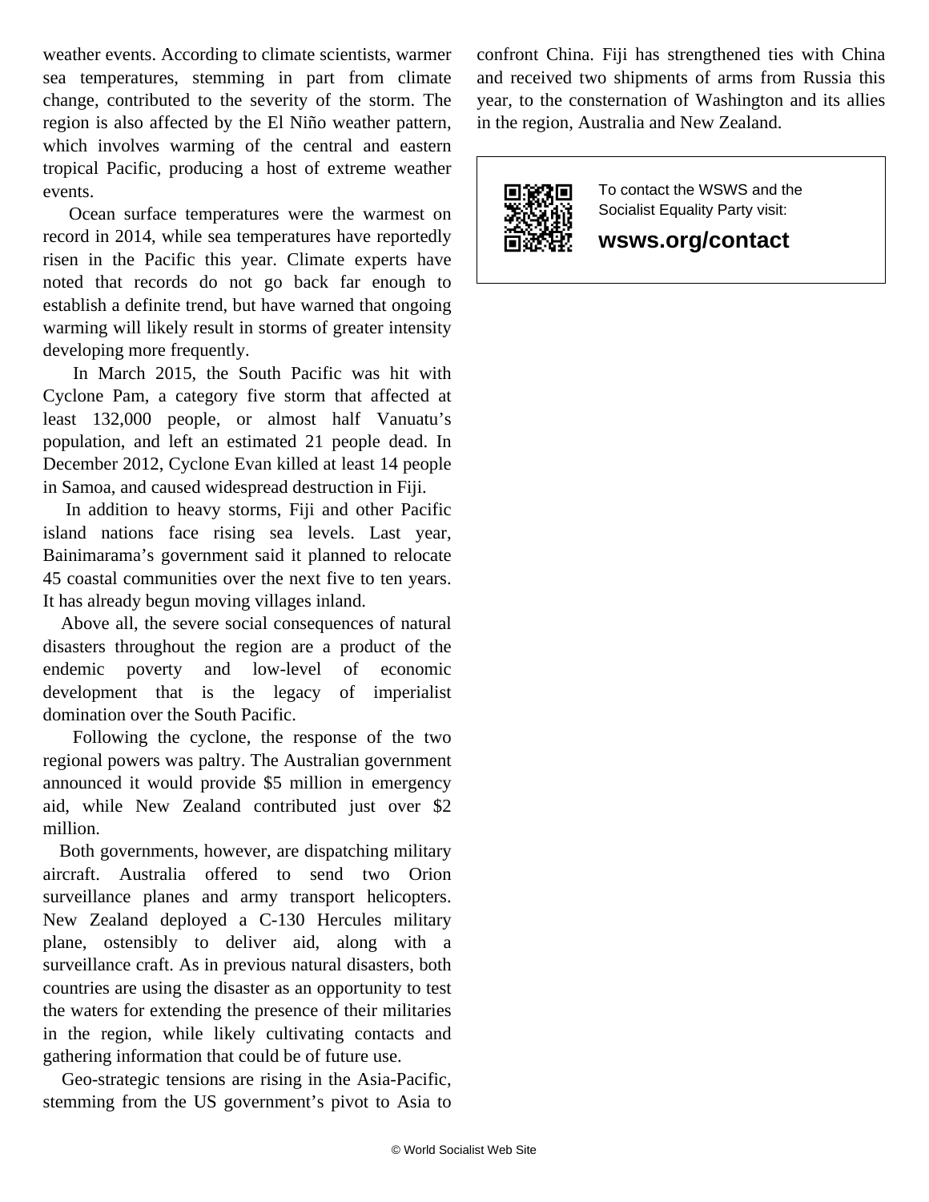weather events. According to climate scientists, warmer sea temperatures, stemming in part from climate change, contributed to the severity of the storm. The region is also affected by the El Niño weather pattern, which involves warming of the central and eastern tropical Pacific, producing a host of extreme weather events.

Ocean surface temperatures were the warmest on record in 2014, while sea temperatures have reportedly risen in the Pacific this year. Climate experts have noted that records do not go back far enough to establish a definite trend, but have warned that ongoing warming will likely result in storms of greater intensity developing more frequently.

In March 2015, the South Pacific was hit with Cyclone Pam, a category five storm that affected at least 132,000 people, or almost half Vanuatu's population, and left an estimated 21 people dead. In December 2012, Cyclone Evan killed at least 14 people in Samoa, and caused widespread destruction in Fiji.

In addition to heavy storms, Fiji and other Pacific island nations face rising sea levels. Last year, Bainimarama's government said it planned to relocate 45 coastal communities over the next five to ten years. It has already begun moving villages inland.

Above all, the severe social consequences of natural disasters throughout the region are a product of the endemic poverty and low-level of economic development that is the legacy of imperialist domination over the South Pacific.

Following the cyclone, the response of the two regional powers was paltry. The Australian government announced it would provide $5 million in emergency aid, while New Zealand contributed just over $2 million.

Both governments, however, are dispatching military aircraft. Australia offered to send two Orion surveillance planes and army transport helicopters. New Zealand deployed a C-130 Hercules military plane, ostensibly to deliver aid, along with a surveillance craft. As in previous natural disasters, both countries are using the disaster as an opportunity to test the waters for extending the presence of their militaries in the region, while likely cultivating contacts and gathering information that could be of future use.

Geo-strategic tensions are rising in the Asia-Pacific, stemming from the US government's pivot to Asia to confront China. Fiji has strengthened ties with China and received two shipments of arms from Russia this year, to the consternation of Washington and its allies in the region, Australia and New Zealand.

To contact the WSWS and the Socialist Equality Party visit:

**wsws.org/contact**